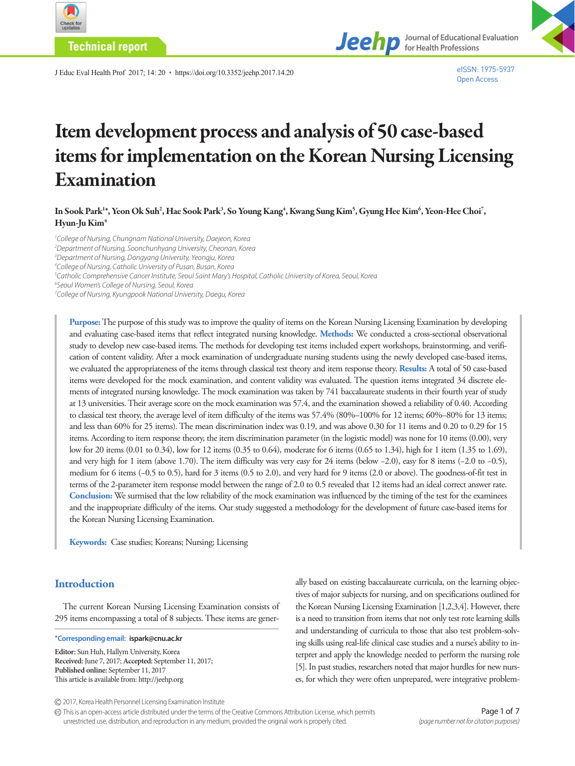Technical report

# Item development process and analysis of 50 case-based items for implementation on the Korean Nursing Licensing Examination

**In Sook Park[1]*, Yeon Ok Suh[2], Hae Sook Park[3], So Young Kang[4], Kwang Sung Kim[5], Gyung Hee Kim[6], Yeon-Hee Choi[7], Hyun-Ju Kim[4]**

[1]*College of Nursing, Chungnam National University, Daejeon, Korea*
[2]*Department of Nursing, Soonchunhyang University, Cheonan, Korea*
[3]*Department of Nursing, Dongyang University, Yeongju, Korea*
[4]*College of Nursing, Catholic University of Pusan, Busan, Korea*
[5]*Catholic Comprehensive Cancer Institute, Seoul Saint Mary's Hospital, Catholic University of Korea, Seoul, Korea*
[6]*Seoul Women's College of Nursing, Seoul, Korea*
[7]*College of Nursing, Kyungpook National University, Daegu, Korea*

**Purpose:** The purpose of this study was to improve the quality of items on the Korean Nursing Licensing Examination by developing and evaluating case-based items that reflect integrated nursing knowledge. **Methods:** We conducted a cross-sectional observational study to develop new case-based items. The methods for developing test items included expert workshops, brainstorming, and verification of content validity. After a mock examination of undergraduate nursing students using the newly developed case-based items, we evaluated the appropriateness of the items through classical test theory and item response theory. **Results:** A total of 50 case-based items were developed for the mock examination, and content validity was evaluated. The question items integrated 34 discrete elements of integrated nursing knowledge. The mock examination was taken by 741 baccalaureate students in their fourth year of study at 13 universities. Their average score on the mock examination was 57.4, and the examination showed a reliability of 0.40. According to classical test theory, the average level of item difficulty of the items was 57.4% (80%–100% for 12 items; 60%–80% for 13 items; and less than 60% for 25 items). The mean discrimination index was 0.19, and was above 0.30 for 11 items and 0.20 to 0.29 for 15 items. According to item response theory, the item discrimination parameter (in the logistic model) was none for 10 items (0.00), very low for 20 items (0.01 to 0.34), low for 12 items (0.35 to 0.64), moderate for 6 items (0.65 to 1.34), high for 1 item (1.35 to 1.69), and very high for 1 item (above 1.70). The item difficulty was very easy for 24 items (below −2.0), easy for 8 items (−2.0 to −0.5), medium for 6 items (−0.5 to 0.5), hard for 3 items (0.5 to 2.0), and very hard for 9 items (2.0 or above). The goodness-of-fit test in terms of the 2-parameter item response model between the range of 2.0 to 0.5 revealed that 12 items had an ideal correct answer rate. **Conclusion:** We surmised that the low reliability of the mock examination was influenced by the timing of the test for the examinees and the inappropriate difficulty of the items. Our study suggested a methodology for the development of future case-based items for the Korean Nursing Licensing Examination.

**Keywords:** Case studies; Koreans; Nursing; Licensing

## Introduction

The current Korean Nursing Licensing Examination consists of 295 items encompassing a total of 8 subjects. These items are generally based on existing baccalaureate curricula, on the learning objectives of major subjects for nursing, and on specifications outlined for the Korean Nursing Licensing Examination [1,2,3,4]. However, there is a need to transition from items that not only test rote learning skills and understanding of curricula to those that also test problem-solving skills using real-life clinical case studies and a nurse's ability to interpret and apply the knowledge needed to perform the nursing role [5]. In past studies, researchers noted that major hurdles for new nurses, for which they were often unprepared, were integrative problem-

*Corresponding email: ispark@cnu.ac.kr

Editor: Sun Huh, Hallym University, Korea
Received: June 7, 2017; Accepted: September 11, 2017;
Published online: September 11, 2017
This article is available from: http://jeehp.org

© 2017, Korea Health Personnel Licensing Examination Institute
This is an open-access article distributed under the terms of the Creative Commons Attribution License, which permits unrestricted use, distribution, and reproduction in any medium, provided the original work is properly cited.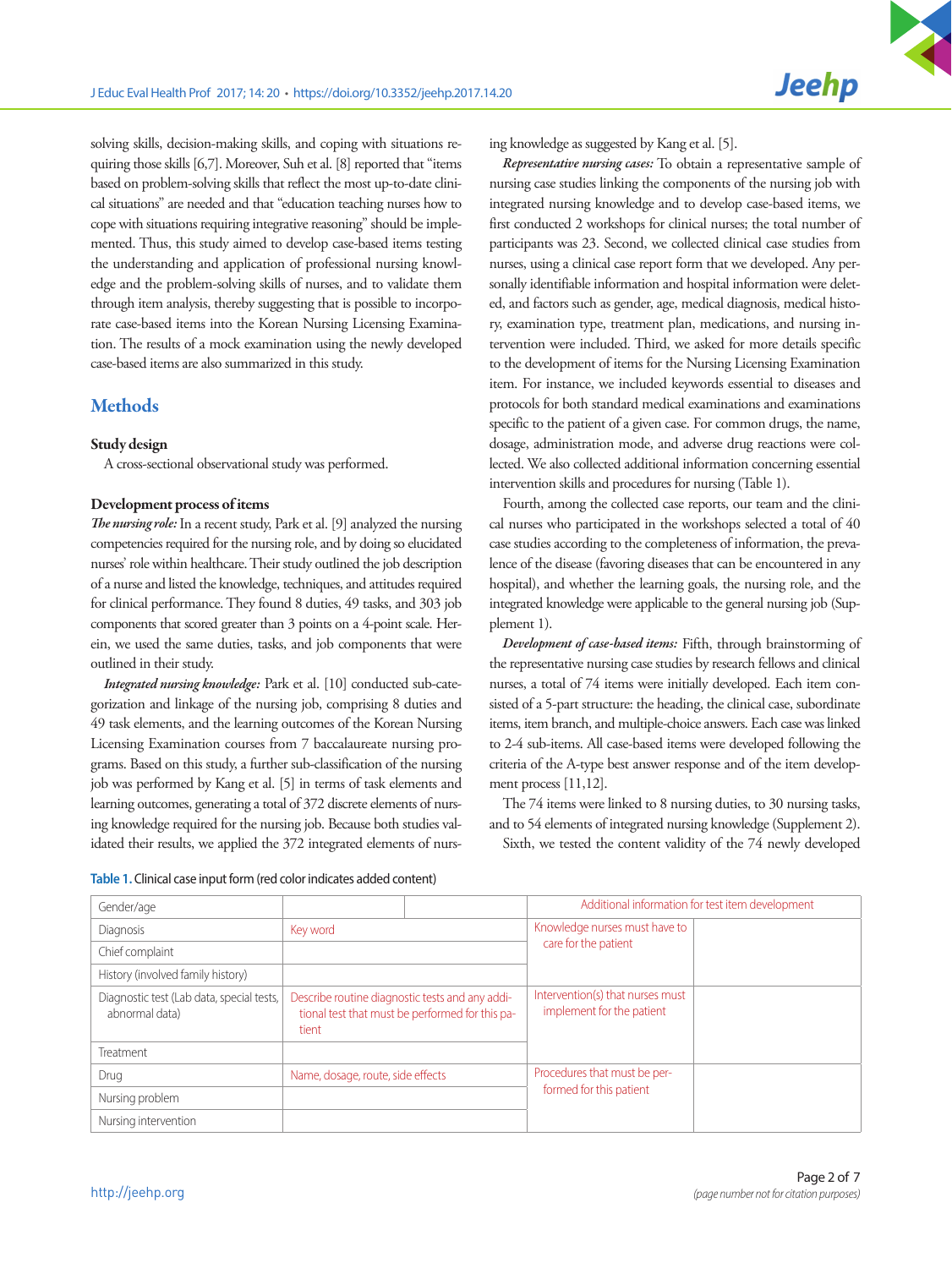solving skills, decision-making skills, and coping with situations requiring those skills [6,7]. Moreover, Suh et al. [8] reported that "items based on problem-solving skills that reflect the most up-to-date clinical situations" are needed and that "education teaching nurses how to cope with situations requiring integrative reasoning" should be implemented. Thus, this study aimed to develop case-based items testing the understanding and application of professional nursing knowledge and the problem-solving skills of nurses, and to validate them through item analysis, thereby suggesting that is possible to incorporate case-based items into the Korean Nursing Licensing Examination. The results of a mock examination using the newly developed case-based items are also summarized in this study.

## Methods

### Study design

A cross-sectional observational study was performed.

### Development process of items

***The nursing role:*** In a recent study, Park et al. [9] analyzed the nursing competencies required for the nursing role, and by doing so elucidated nurses' role within healthcare. Their study outlined the job description of a nurse and listed the knowledge, techniques, and attitudes required for clinical performance. They found 8 duties, 49 tasks, and 303 job components that scored greater than 3 points on a 4-point scale. Herein, we used the same duties, tasks, and job components that were outlined in their study.

***Integrated nursing knowledge:*** Park et al. [10] conducted sub-categorization and linkage of the nursing job, comprising 8 duties and 49 task elements, and the learning outcomes of the Korean Nursing Licensing Examination courses from 7 baccalaureate nursing programs. Based on this study, a further sub-classification of the nursing job was performed by Kang et al. [5] in terms of task elements and learning outcomes, generating a total of 372 discrete elements of nursing knowledge required for the nursing job. Because both studies validated their results, we applied the 372 integrated elements of nursing knowledge as suggested by Kang et al. [5].

***Representative nursing cases:*** To obtain a representative sample of nursing case studies linking the components of the nursing job with integrated nursing knowledge and to develop case-based items, we first conducted 2 workshops for clinical nurses; the total number of participants was 23. Second, we collected clinical case studies from nurses, using a clinical case report form that we developed. Any personally identifiable information and hospital information were deleted, and factors such as gender, age, medical diagnosis, medical history, examination type, treatment plan, medications, and nursing intervention were included. Third, we asked for more details specific to the development of items for the Nursing Licensing Examination item. For instance, we included keywords essential to diseases and protocols for both standard medical examinations and examinations specific to the patient of a given case. For common drugs, the name, dosage, administration mode, and adverse drug reactions were collected. We also collected additional information concerning essential intervention skills and procedures for nursing (Table 1).

Fourth, among the collected case reports, our team and the clinical nurses who participated in the workshops selected a total of 40 case studies according to the completeness of information, the prevalence of the disease (favoring diseases that can be encountered in any hospital), and whether the learning goals, the nursing role, and the integrated knowledge were applicable to the general nursing job (Supplement 1).

***Development of case-based items:*** Fifth, through brainstorming of the representative nursing case studies by research fellows and clinical nurses, a total of 74 items were initially developed. Each item consisted of a 5-part structure: the heading, the clinical case, subordinate items, item branch, and multiple-choice answers. Each case was linked to 2-4 sub-items. All case-based items were developed following the criteria of the A-type best answer response and of the item development process [11,12].

The 74 items were linked to 8 nursing duties, to 30 nursing tasks, and to 54 elements of integrated nursing knowledge (Supplement 2).

Sixth, we tested the content validity of the 74 newly developed

Table 1. Clinical case input form (red color indicates added content)

| Gender/age | | | Additional information for test item development | |
|---|---|---|---|---|
| Diagnosis | Key word | | Knowledge nurses must have to care for the patient | |
| Chief complaint | | | | |
| History (involved family history) | | | | |
| Diagnostic test (Lab data, special tests, abnormal data) | Describe routine diagnostic tests and any additional test that must be performed for this patient | | Intervention(s) that nurses must implement for the patient | |
| Treatment | | | | |
| Drug | Name, dosage, route, side effects | | Procedures that must be performed for this patient | |
| Nursing problem | | | | |
| Nursing intervention | | | | |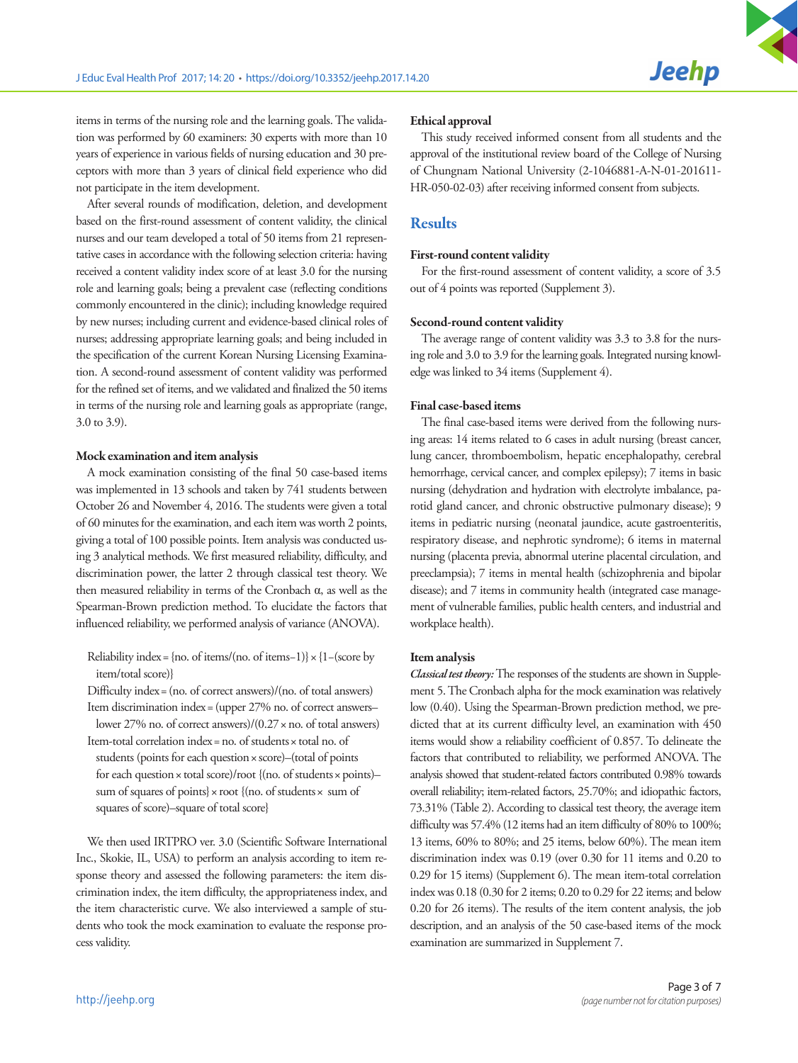items in terms of the nursing role and the learning goals. The validation was performed by 60 examiners: 30 experts with more than 10 years of experience in various fields of nursing education and 30 preceptors with more than 3 years of clinical field experience who did not participate in the item development.

After several rounds of modification, deletion, and development based on the first-round assessment of content validity, the clinical nurses and our team developed a total of 50 items from 21 representative cases in accordance with the following selection criteria: having received a content validity index score of at least 3.0 for the nursing role and learning goals; being a prevalent case (reflecting conditions commonly encountered in the clinic); including knowledge required by new nurses; including current and evidence-based clinical roles of nurses; addressing appropriate learning goals; and being included in the specification of the current Korean Nursing Licensing Examination. A second-round assessment of content validity was performed for the refined set of items, and we validated and finalized the 50 items in terms of the nursing role and learning goals as appropriate (range, 3.0 to 3.9).

### Mock examination and item analysis

A mock examination consisting of the final 50 case-based items was implemented in 13 schools and taken by 741 students between October 26 and November 4, 2016. The students were given a total of 60 minutes for the examination, and each item was worth 2 points, giving a total of 100 possible points. Item analysis was conducted using 3 analytical methods. We first measured reliability, difficulty, and discrimination power, the latter 2 through classical test theory. We then measured reliability in terms of the Cronbach α, as well as the Spearman-Brown prediction method. To elucidate the factors that influenced reliability, we performed analysis of variance (ANOVA).

Reliability index = {no. of items/(no. of items–1)} × {1–(score by item/total score)}
Difficulty index = (no. of correct answers)/(no. of total answers)
Item discrimination index = (upper 27% no. of correct answers–lower 27% no. of correct answers)/(0.27 × no. of total answers)
Item-total correlation index = no. of students × total no. of students (points for each question × score)–(total of points for each question × total score)/root {(no. of students × points)–sum of squares of points} × root {(no. of students × sum of squares of score)–square of total score}

We then used IRTPRO ver. 3.0 (Scientific Software International Inc., Skokie, IL, USA) to perform an analysis according to item response theory and assessed the following parameters: the item discrimination index, the item difficulty, the appropriateness index, and the item characteristic curve. We also interviewed a sample of students who took the mock examination to evaluate the response process validity.

### Ethical approval

This study received informed consent from all students and the approval of the institutional review board of the College of Nursing of Chungnam National University (2-1046881-A-N-01-201611-HR-050-02-03) after receiving informed consent from subjects.

## Results

### First-round content validity

For the first-round assessment of content validity, a score of 3.5 out of 4 points was reported (Supplement 3).

### Second-round content validity

The average range of content validity was 3.3 to 3.8 for the nursing role and 3.0 to 3.9 for the learning goals. Integrated nursing knowledge was linked to 34 items (Supplement 4).

### Final case-based items

The final case-based items were derived from the following nursing areas: 14 items related to 6 cases in adult nursing (breast cancer, lung cancer, thromboembolism, hepatic encephalopathy, cerebral hemorrhage, cervical cancer, and complex epilepsy); 7 items in basic nursing (dehydration and hydration with electrolyte imbalance, parotid gland cancer, and chronic obstructive pulmonary disease); 9 items in pediatric nursing (neonatal jaundice, acute gastroenteritis, respiratory disease, and nephrotic syndrome); 6 items in maternal nursing (placenta previa, abnormal uterine placental circulation, and preeclampsia); 7 items in mental health (schizophrenia and bipolar disease); and 7 items in community health (integrated case management of vulnerable families, public health centers, and industrial and workplace health).

### Item analysis

*Classical test theory:* The responses of the students are shown in Supplement 5. The Cronbach alpha for the mock examination was relatively low (0.40). Using the Spearman-Brown prediction method, we predicted that at its current difficulty level, an examination with 450 items would show a reliability coefficient of 0.857. To delineate the factors that contributed to reliability, we performed ANOVA. The analysis showed that student-related factors contributed 0.98% towards overall reliability; item-related factors, 25.70%; and idiopathic factors, 73.31% (Table 2). According to classical test theory, the average item difficulty was 57.4% (12 items had an item difficulty of 80% to 100%; 13 items, 60% to 80%; and 25 items, below 60%). The mean item discrimination index was 0.19 (over 0.30 for 11 items and 0.20 to 0.29 for 15 items) (Supplement 6). The mean item-total correlation index was 0.18 (0.30 for 2 items; 0.20 to 0.29 for 22 items; and below 0.20 for 26 items). The results of the item content analysis, the job description, and an analysis of the 50 case-based items of the mock examination are summarized in Supplement 7.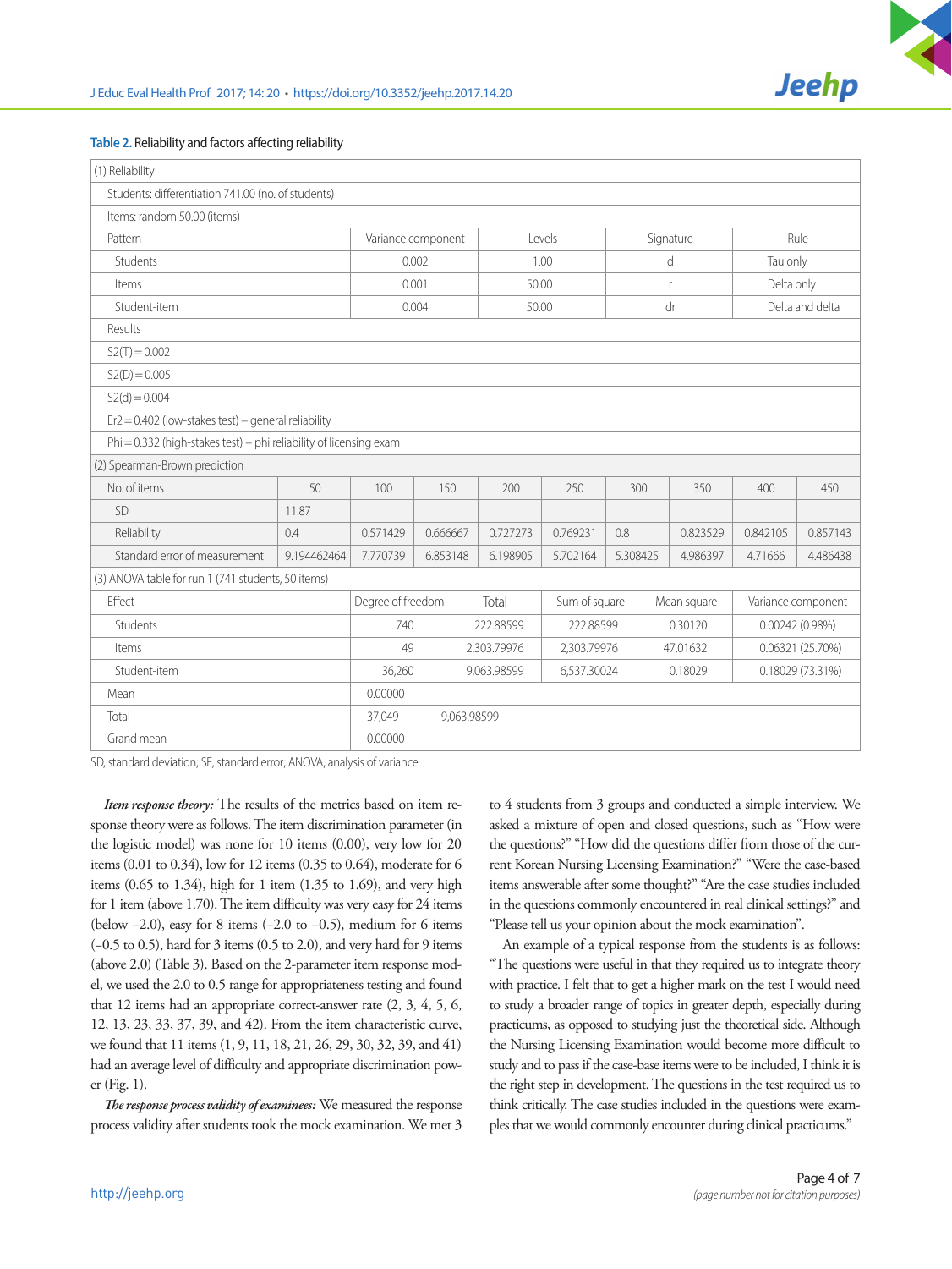**Table 2.** Reliability and factors affecting reliability

| (1) Reliability | | | | | | | | | |
|---|---|---|---|---|---|---|---|---|---|
| Students: differentiation 741.00 (no. of students) | | | | | | | | | |
| Items: random 50.00 (items) | | | | | | | | | |
| Pattern | | Variance component | | Levels | | Signature | | Rule | |
| Students | | 0.002 | | 1.00 | | d | | Tau only | |
| Items | | 0.001 | | 50.00 | | r | | Delta only | |
| Student-item | | 0.004 | | 50.00 | | dr | | Delta and delta | |
| Results | | | | | | | | | |
| S2(T) = 0.002 | | | | | | | | | |
| S2(D) = 0.005 | | | | | | | | | |
| S2(d) = 0.004 | | | | | | | | | |
| Er2 = 0.402 (low-stakes test) – general reliability | | | | | | | | | |
| Phi = 0.332 (high-stakes test) – phi reliability of licensing exam | | | | | | | | | |
| (2) Spearman-Brown prediction | | | | | | | | | |
| No. of items | 50 | 100 | 150 | 200 | 250 | 300 | 350 | 400 | 450 |
| SD | 11.87 | | | | | | | | |
| Reliability | 0.4 | 0.571429 | 0.666667 | 0.727273 | 0.769231 | 0.8 | 0.823529 | 0.842105 | 0.857143 |
| Standard error of measurement | 9.194462464 | 7.770739 | 6.853148 | 6.198905 | 5.702164 | 5.308425 | 4.986397 | 4.71666 | 4.486438 |

| (3) ANOVA table for run 1 (741 students, 50 items) | | | | | |
|---|---|---|---|---|---|
| Effect | Degree of freedom | Total | Sum of square | Mean square | Variance component |
| Students | 740 | 222.88599 | 222.88599 | 0.30120 | 0.00242 (0.98%) |
| Items | 49 | 2,303.79976 | 2,303.79976 | 47.01632 | 0.06321 (25.70%) |
| Student-item | 36,260 | 9,063.98599 | 6,537.30024 | 0.18029 | 0.18029 (73.31%) |
| Mean | 0.00000 | | | | |
| Total | 37,049 | 9,063.98599 | | | |
| Grand mean | 0.00000 | | | | |

SD, standard deviation; SE, standard error; ANOVA, analysis of variance.

***Item response theory:*** The results of the metrics based on item response theory were as follows. The item discrimination parameter (in the logistic model) was none for 10 items (0.00), very low for 20 items (0.01 to 0.34), low for 12 items (0.35 to 0.64), moderate for 6 items (0.65 to 1.34), high for 1 item (1.35 to 1.69), and very high for 1 item (above 1.70). The item difficulty was very easy for 24 items (below –2.0), easy for 8 items (–2.0 to –0.5), medium for 6 items (–0.5 to 0.5), hard for 3 items (0.5 to 2.0), and very hard for 9 items (above 2.0) (Table 3). Based on the 2-parameter item response model, we used the 2.0 to 0.5 range for appropriateness testing and found that 12 items had an appropriate correct-answer rate (2, 3, 4, 5, 6, 12, 13, 23, 33, 37, 39, and 42). From the item characteristic curve, we found that 11 items (1, 9, 11, 18, 21, 26, 29, 30, 32, 39, and 41) had an average level of difficulty and appropriate discrimination power (Fig. 1).

***The response process validity of examinees:*** We measured the response process validity after students took the mock examination. We met 3 to 4 students from 3 groups and conducted a simple interview. We asked a mixture of open and closed questions, such as "How were the questions?" "How did the questions differ from those of the current Korean Nursing Licensing Examination?" "Were the case-based items answerable after some thought?" "Are the case studies included in the questions commonly encountered in real clinical settings?" and "Please tell us your opinion about the mock examination".

An example of a typical response from the students is as follows: "The questions were useful in that they required us to integrate theory with practice. I felt that to get a higher mark on the test I would need to study a broader range of topics in greater depth, especially during practicums, as opposed to studying just the theoretical side. Although the Nursing Licensing Examination would become more difficult to study and to pass if the case-base items were to be included, I think it is the right step in development. The questions in the test required us to think critically. The case studies included in the questions were examples that we would commonly encounter during clinical practicums."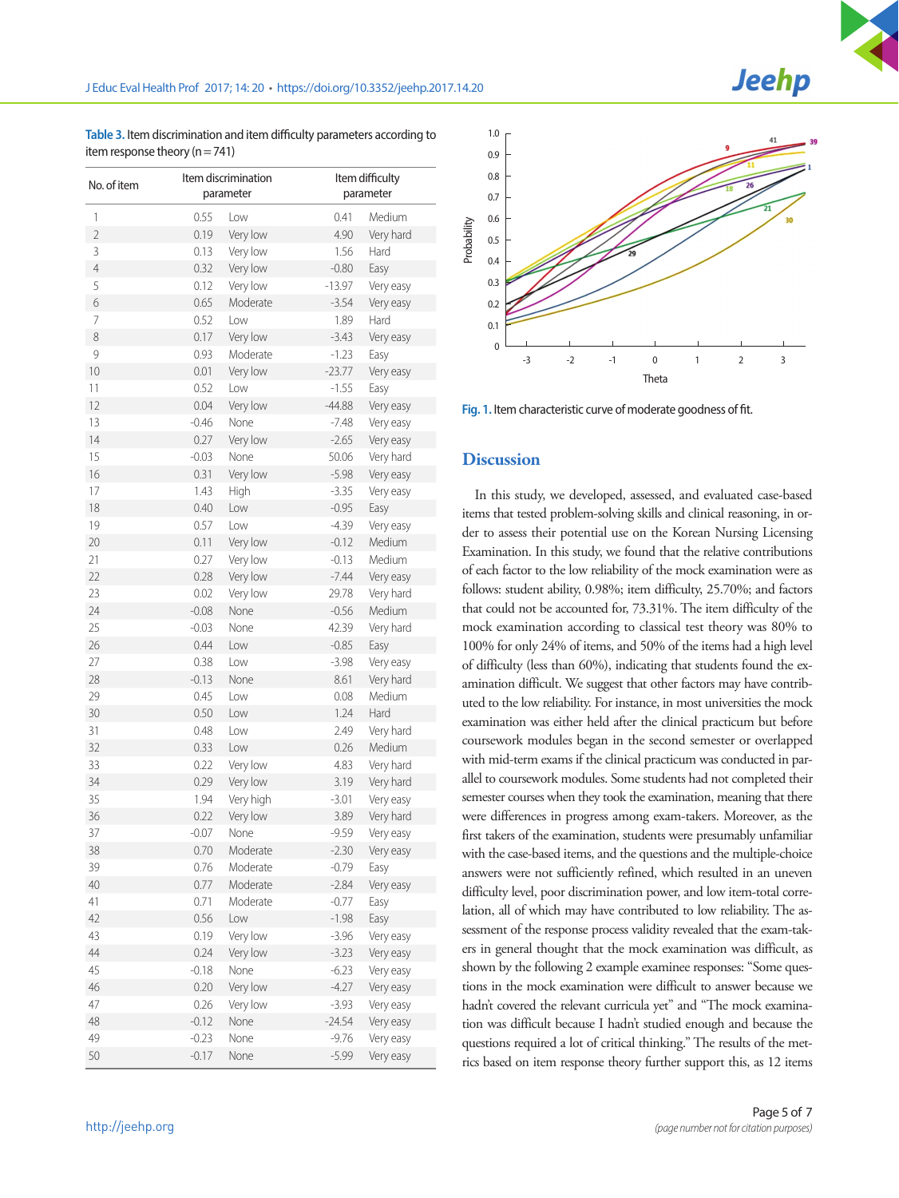**Table 3.** Item discrimination and item difficulty parameters according to item response theory (n=741)

| No. of item | Item discrimination parameter | | Item difficulty parameter | |
|---|---|---|---|---|
| 1 | 0.55 | Low | 0.41 | Medium |
| 2 | 0.19 | Very low | 4.90 | Very hard |
| 3 | 0.13 | Very low | 1.56 | Hard |
| 4 | 0.32 | Very low | -0.80 | Easy |
| 5 | 0.12 | Very low | -13.97 | Very easy |
| 6 | 0.65 | Moderate | -3.54 | Very easy |
| 7 | 0.52 | Low | 1.89 | Hard |
| 8 | 0.17 | Very low | -3.43 | Very easy |
| 9 | 0.93 | Moderate | -1.23 | Easy |
| 10 | 0.01 | Very low | -23.77 | Very easy |
| 11 | 0.52 | Low | -1.55 | Easy |
| 12 | 0.04 | Very low | -44.88 | Very easy |
| 13 | -0.46 | None | -7.48 | Very easy |
| 14 | 0.27 | Very low | -2.65 | Very easy |
| 15 | -0.03 | None | 50.06 | Very hard |
| 16 | 0.31 | Very low | -5.98 | Very easy |
| 17 | 1.43 | High | -3.35 | Very easy |
| 18 | 0.40 | Low | -0.95 | Easy |
| 19 | 0.57 | Low | -4.39 | Very easy |
| 20 | 0.11 | Very low | -0.12 | Medium |
| 21 | 0.27 | Very low | -0.13 | Medium |
| 22 | 0.28 | Very low | -7.44 | Very easy |
| 23 | 0.02 | Very low | 29.78 | Very hard |
| 24 | -0.08 | None | -0.56 | Medium |
| 25 | -0.03 | None | 42.39 | Very hard |
| 26 | 0.44 | Low | -0.85 | Easy |
| 27 | 0.38 | Low | -3.98 | Very easy |
| 28 | -0.13 | None | 8.61 | Very hard |
| 29 | 0.45 | Low | 0.08 | Medium |
| 30 | 0.50 | Low | 1.24 | Hard |
| 31 | 0.48 | Low | 2.49 | Very hard |
| 32 | 0.33 | Low | 0.26 | Medium |
| 33 | 0.22 | Very low | 4.83 | Very hard |
| 34 | 0.29 | Very low | 3.19 | Very hard |
| 35 | 1.94 | Very high | -3.01 | Very easy |
| 36 | 0.22 | Very low | 3.89 | Very hard |
| 37 | -0.07 | None | -9.59 | Very easy |
| 38 | 0.70 | Moderate | -2.30 | Very easy |
| 39 | 0.76 | Moderate | -0.79 | Easy |
| 40 | 0.77 | Moderate | -2.84 | Very easy |
| 41 | 0.71 | Moderate | -0.77 | Easy |
| 42 | 0.56 | Low | -1.98 | Easy |
| 43 | 0.19 | Very low | -3.96 | Very easy |
| 44 | 0.24 | Very low | -3.23 | Very easy |
| 45 | -0.18 | None | -6.23 | Very easy |
| 46 | 0.20 | Very low | -4.27 | Very easy |
| 47 | 0.26 | Very low | -3.93 | Very easy |
| 48 | -0.12 | None | -24.54 | Very easy |
| 49 | -0.23 | None | -9.76 | Very easy |
| 50 | -0.17 | None | -5.99 | Very easy |

**Fig. 1.** Item characteristic curve of moderate goodness of fit.

## Discussion

In this study, we developed, assessed, and evaluated case-based items that tested problem-solving skills and clinical reasoning, in order to assess their potential use on the Korean Nursing Licensing Examination. In this study, we found that the relative contributions of each factor to the low reliability of the mock examination were as follows: student ability, 0.98%; item difficulty, 25.70%; and factors that could not be accounted for, 73.31%. The item difficulty of the mock examination according to classical test theory was 80% to 100% for only 24% of items, and 50% of the items had a high level of difficulty (less than 60%), indicating that students found the examination difficult. We suggest that other factors may have contributed to the low reliability. For instance, in most universities the mock examination was either held after the clinical practicum but before coursework modules began in the second semester or overlapped with mid-term exams if the clinical practicum was conducted in parallel to coursework modules. Some students had not completed their semester courses when they took the examination, meaning that there were differences in progress among exam-takers. Moreover, as the first takers of the examination, students were presumably unfamiliar with the case-based items, and the questions and the multiple-choice answers were not sufficiently refined, which resulted in an uneven difficulty level, poor discrimination power, and low item-total correlation, all of which may have contributed to low reliability. The assessment of the response process validity revealed that the exam-takers in general thought that the mock examination was difficult, as shown by the following 2 example examinee responses: "Some questions in the mock examination were difficult to answer because we hadn't covered the relevant curricula yet" and "The mock examination was difficult because I hadn't studied enough and because the questions required a lot of critical thinking." The results of the metrics based on item response theory further support this, as 12 items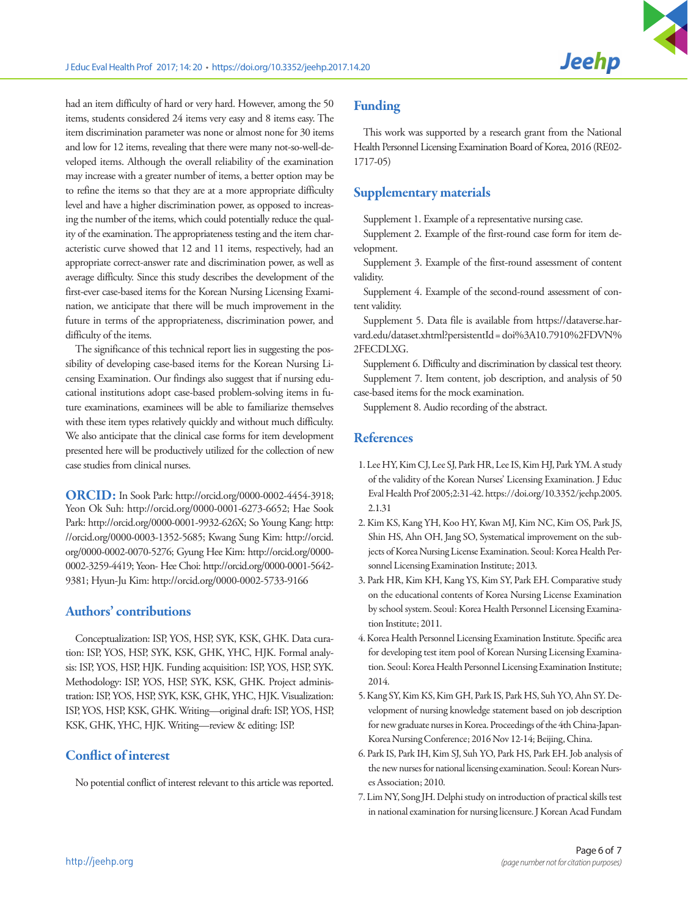had an item difficulty of hard or very hard. However, among the 50 items, students considered 24 items very easy and 8 items easy. The item discrimination parameter was none or almost none for 30 items and low for 12 items, revealing that there were many not-so-well-developed items. Although the overall reliability of the examination may increase with a greater number of items, a better option may be to refine the items so that they are at a more appropriate difficulty level and have a higher discrimination power, as opposed to increasing the number of the items, which could potentially reduce the quality of the examination. The appropriateness testing and the item characteristic curve showed that 12 and 11 items, respectively, had an appropriate correct-answer rate and discrimination power, as well as average difficulty. Since this study describes the development of the first-ever case-based items for the Korean Nursing Licensing Examination, we anticipate that there will be much improvement in the future in terms of the appropriateness, discrimination power, and difficulty of the items.

The significance of this technical report lies in suggesting the possibility of developing case-based items for the Korean Nursing Licensing Examination. Our findings also suggest that if nursing educational institutions adopt case-based problem-solving items in future examinations, examinees will be able to familiarize themselves with these item types relatively quickly and without much difficulty. We also anticipate that the clinical case forms for item development presented here will be productively utilized for the collection of new case studies from clinical nurses.

**ORCID:** In Sook Park: http://orcid.org/0000-0002-4454-3918; Yeon Ok Suh: http://orcid.org/0000-0001-6273-6652; Hae Sook Park: http://orcid.org/0000-0001-9932-626X; So Young Kang: http://orcid.org/0000-0003-1352-5685; Kwang Sung Kim: http://orcid.org/0000-0002-0070-5276; Gyung Hee Kim: http://orcid.org/0000-0002-3259-4419; Yeon- Hee Choi: http://orcid.org/0000-0001-5642-9381; Hyun-Ju Kim: http://orcid.org/0000-0002-5733-9166

## Authors' contributions

Conceptualization: ISP, YOS, HSP, SYK, KSK, GHK. Data curation: ISP, YOS, HSP, SYK, KSK, GHK, YHC, HJK. Formal analysis: ISP, YOS, HSP, HJK. Funding acquisition: ISP, YOS, HSP, SYK. Methodology: ISP, YOS, HSP, SYK, KSK, GHK. Project administration: ISP, YOS, HSP, SYK, KSK, GHK, YHC, HJK. Visualization: ISP, YOS, HSP, KSK, GHK. Writing—original draft: ISP, YOS, HSP, KSK, GHK, YHC, HJK. Writing—review & editing: ISP.

## Conflict of interest

No potential conflict of interest relevant to this article was reported.

## Funding

This work was supported by a research grant from the National Health Personnel Licensing Examination Board of Korea, 2016 (RE02-1717-05)

## Supplementary materials

Supplement 1. Example of a representative nursing case.

Supplement 2. Example of the first-round case form for item development.

Supplement 3. Example of the first-round assessment of content validity.

Supplement 4. Example of the second-round assessment of content validity.

Supplement 5. Data file is available from https://dataverse.harvard.edu/dataset.xhtml?persistentId=doi%3A10.7910%2FDVN%2FECDLXG.

Supplement 6. Difficulty and discrimination by classical test theory.

Supplement 7. Item content, job description, and analysis of 50 case-based items for the mock examination.

Supplement 8. Audio recording of the abstract.

## References

1. Lee HY, Kim CJ, Lee SJ, Park HR, Lee IS, Kim HJ, Park YM. A study of the validity of the Korean Nurses' Licensing Examination. J Educ Eval Health Prof 2005;2:31-42. https://doi.org/10.3352/jeehp.2005.2.1.31
2. Kim KS, Kang YH, Koo HY, Kwan MJ, Kim NC, Kim OS, Park JS, Shin HS, Ahn OH, Jang SO, Systematical improvement on the subjects of Korea Nursing License Examination. Seoul: Korea Health Personnel Licensing Examination Institute; 2013.
3. Park HR, Kim KH, Kang YS, Kim SY, Park EH. Comparative study on the educational contents of Korea Nursing License Examination by school system. Seoul: Korea Health Personnel Licensing Examination Institute; 2011.
4. Korea Health Personnel Licensing Examination Institute. Specific area for developing test item pool of Korean Nursing Licensing Examination. Seoul: Korea Health Personnel Licensing Examination Institute; 2014.
5. Kang SY, Kim KS, Kim GH, Park IS, Park HS, Suh YO, Ahn SY. Development of nursing knowledge statement based on job description for new graduate nurses in Korea. Proceedings of the 4th China-Japan-Korea Nursing Conference; 2016 Nov 12-14; Beijing, China.
6. Park IS, Park IH, Kim SJ, Suh YO, Park HS, Park EH. Job analysis of the new nurses for national licensing examination. Seoul: Korean Nurses Association; 2010.
7. Lim NY, Song JH. Delphi study on introduction of practical skills test in national examination for nursing licensure. J Korean Acad Fundam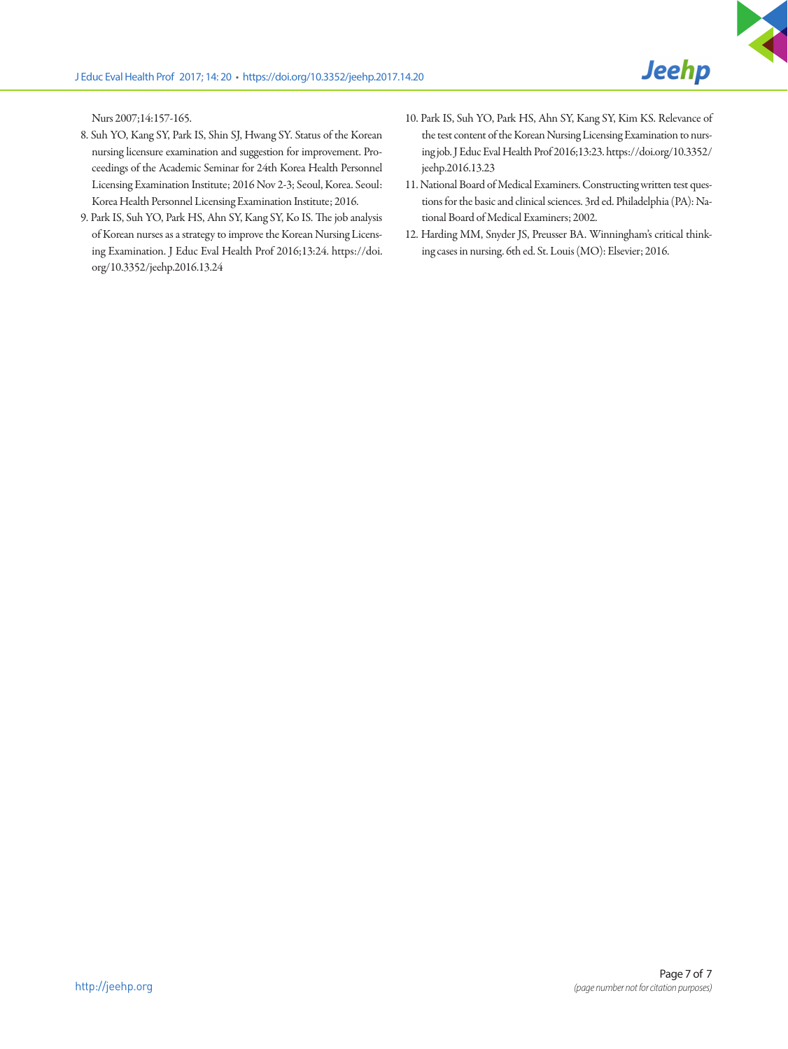Nurs 2007;14:157-165.

8. Suh YO, Kang SY, Park IS, Shin SJ, Hwang SY. Status of the Korean nursing licensure examination and suggestion for improvement. Proceedings of the Academic Seminar for 24th Korea Health Personnel Licensing Examination Institute; 2016 Nov 2-3; Seoul, Korea. Seoul: Korea Health Personnel Licensing Examination Institute; 2016.
9. Park IS, Suh YO, Park HS, Ahn SY, Kang SY, Ko IS. The job analysis of Korean nurses as a strategy to improve the Korean Nursing Licensing Examination. J Educ Eval Health Prof 2016;13:24. https://doi.org/10.3352/jeehp.2016.13.24
10. Park IS, Suh YO, Park HS, Ahn SY, Kang SY, Kim KS. Relevance of the test content of the Korean Nursing Licensing Examination to nursing job. J Educ Eval Health Prof 2016;13:23. https://doi.org/10.3352/jeehp.2016.13.23
11. National Board of Medical Examiners. Constructing written test questions for the basic and clinical sciences. 3rd ed. Philadelphia (PA): National Board of Medical Examiners; 2002.
12. Harding MM, Snyder JS, Preusser BA. Winningham's critical thinking cases in nursing. 6th ed. St. Louis (MO): Elsevier; 2016.